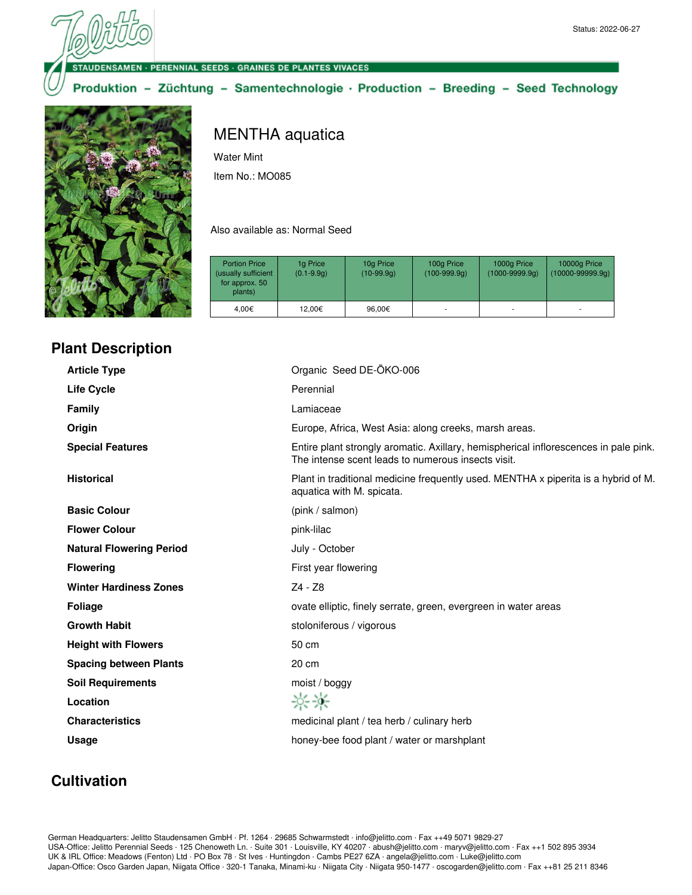Status: 2022-06-27

STAUDENSAMEN · PERENNIAL SEEDS · GRAINES DE PLANTES VIVACES

Produktion – Züchtung – Samentechnologie · Production – Breeding – Seed Technology

# MENTHA aquatica

Water Mint

Item No.: MO085

Also available as: Normal Seed

| Portion Price (usually sufficient for approx. 50 plants) | 1g Price (0.1-9.9g) | 10g Price (10-99.9g) | 100g Price (100-999.9g) | 1000g Price (1000-9999.9g) | 10000g Price (10000-99999.9g) |
|---|---|---|---|---|---|
| 4,00€ | 12,00€ | 96,00€ | - | - | - |

## Plant Description

| | |
|---|---|
| **Article Type** | Organic Seed DE-ÖKO-006 |
| **Life Cycle** | Perennial |
| **Family** | Lamiaceae |
| **Origin** | Europe, Africa, West Asia: along creeks, marsh areas. |
| **Special Features** | Entire plant strongly aromatic. Axillary, hemispherical inflorescences in pale pink. The intense scent leads to numerous insects visit. |
| **Historical** | Plant in traditional medicine frequently used. MENTHA x piperita is a hybrid of M. aquatica with M. spicata. |
| **Basic Colour** | (pink / salmon) |
| **Flower Colour** | pink-lilac |
| **Natural Flowering Period** | July - October |
| **Flowering** | First year flowering |
| **Winter Hardiness Zones** | Z4 - Z8 |
| **Foliage** | ovate elliptic, finely serrate, green, evergreen in water areas |
| **Growth Habit** | stoloniferous / vigorous |
| **Height with Flowers** | 50 cm |
| **Spacing between Plants** | 20 cm |
| **Soil Requirements** | moist / boggy |
| **Location** | |
| **Characteristics** | medicinal plant / tea herb / culinary herb |
| **Usage** | honey-bee food plant / water or marshplant |

## Cultivation

German Headquarters: Jelitto Staudensamen GmbH · Pf. 1264 · 29685 Schwarmstedt · info@jelitto.com · Fax ++49 5071 9829-27
USA-Office: Jelitto Perennial Seeds · 125 Chenoweth Ln. · Suite 301 · Louisville, KY 40207 · abush@jelitto.com · maryv@jelitto.com · Fax ++1 502 895 3934
UK & IRL Office: Meadows (Fenton) Ltd · PO Box 78 · St Ives · Huntingdon · Cambs PE27 6ZA · angela@jelitto.com · Luke@jelitto.com
Japan-Office: Osco Garden Japan, Niigata Office · 320-1 Tanaka, Minami-ku · Niigata City · Niigata 950-1477 · oscogarden@jelitto.com · Fax ++81 25 211 8346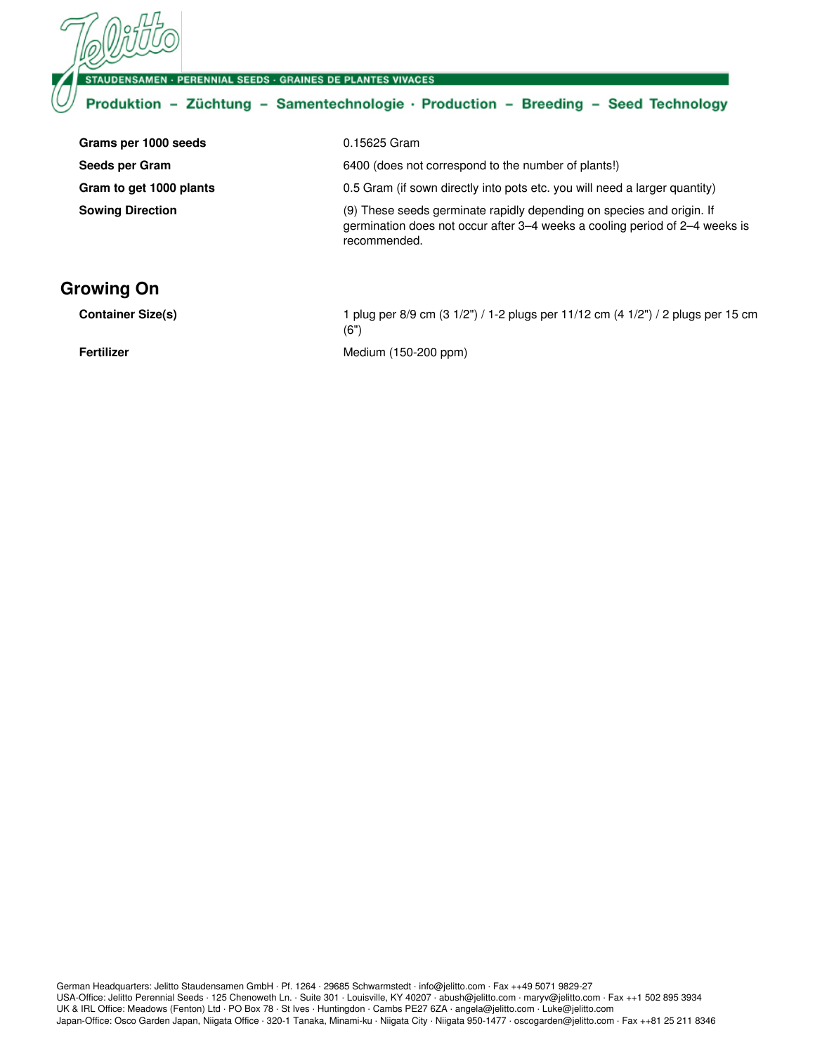| | |
|---|---|
| **Grams per 1000 seeds** | 0.15625 Gram |
| **Seeds per Gram** | 6400 (does not correspond to the number of plants!) |
| **Gram to get 1000 plants** | 0.5 Gram (if sown directly into pots etc. you will need a larger quantity) |
| **Sowing Direction** | (9) These seeds germinate rapidly depending on species and origin. If germination does not occur after 3–4 weeks a cooling period of 2–4 weeks is recommended. |

## Growing On

| | |
|---|---|
| **Container Size(s)** | 1 plug per 8/9 cm (3 1/2") / 1-2 plugs per 11/12 cm (4 1/2") / 2 plugs per 15 cm (6") |
| **Fertilizer** | Medium (150-200 ppm) |